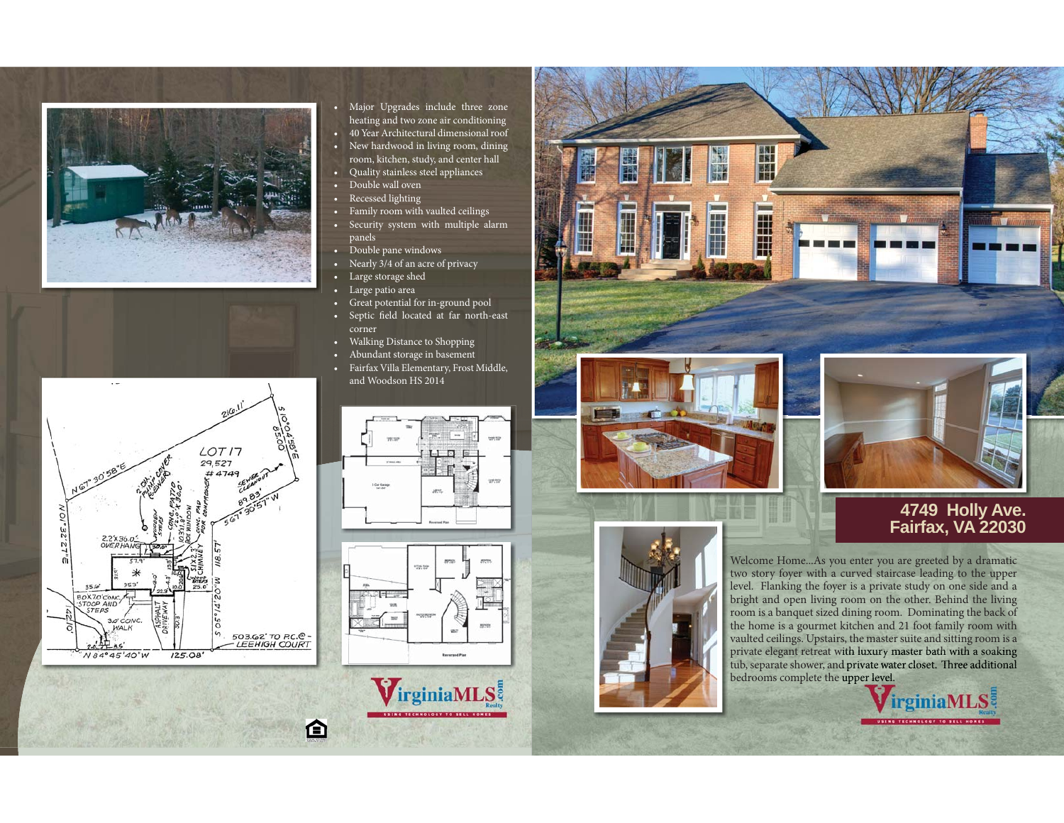- Major Upgrades include three zone heating and two zone air conditioning
- 40 Year Architectural dimensional roof
- New hardwood in living room, dining room, kitchen, study, and center hall
- Quality stainless steel appliances
- Double wall oven
- Recessed lighting
- Family room with vaulted ceilings
- Security system with multiple alarm panels
- Double pane windows
- Nearly 3/4 of an acre of privacy
- Large storage shed
- Large patio area
- Great potential for in-ground pool
- Septic field located at far north-east corner
- Walking Distance to Shopping
- Abundant storage in basement
- Fairfax Villa Elementary, Frost Middle, and Woodson HS 2014

# 4749 Holly Ave. Fairfax, VA 22030

Welcome Home...As you enter you are greeted by a dramatic two story foyer with a curved staircase leading to the upper level. Flanking the foyer is a private study on one side and a bright and open living room on the other. Behind the living room is a banquet sized dining room. Dominating the back of the home is a gourmet kitchen and 21 foot family room with vaulted ceilings. Upstairs, the master suite and sitting room is a private elegant retreat with luxury master bath with a soaking tub, separate shower, and private water closet. Three additional bedrooms complete the upper level.

VirginiaMLS.com Realty — USING TECHNOLOGY TO SELL HOMES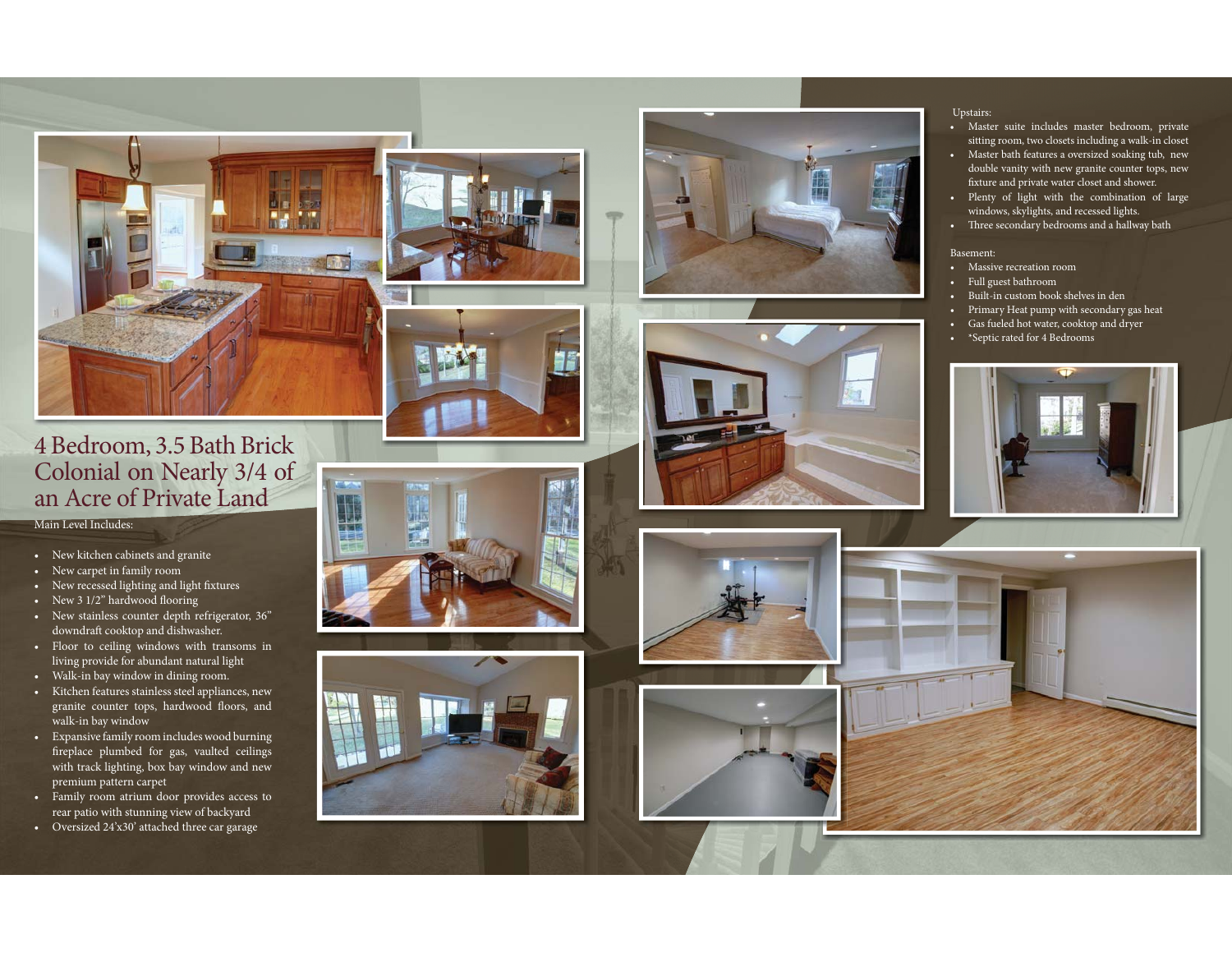# 4 Bedroom, 3.5 Bath Brick Colonial on Nearly 3/4 of an Acre of Private Land

Main Level Includes:

- New kitchen cabinets and granite
- New carpet in family room
- New recessed lighting and light fixtures
- New 3 1/2" hardwood flooring
- New stainless counter depth refrigerator, 36" downdraft cooktop and dishwasher.
- Floor to ceiling windows with transoms in living provide for abundant natural light
- Walk-in bay window in dining room.
- Kitchen features stainless steel appliances, new granite counter tops, hardwood floors, and walk-in bay window
- Expansive family room includes wood burning fireplace plumbed for gas, vaulted ceilings with track lighting, box bay window and new premium pattern carpet
- Family room atrium door provides access to rear patio with stunning view of backyard
- Oversized 24'x30' attached three car garage

Upstairs:

- Master suite includes master bedroom, private sitting room, two closets including a walk-in closet
- Master bath features a oversized soaking tub, new double vanity with new granite counter tops, new fixture and private water closet and shower.
- Plenty of light with the combination of large windows, skylights, and recessed lights.
- Three secondary bedrooms and a hallway bath

Basement:

- Massive recreation room
- Full guest bathroom
- Built-in custom book shelves in den
- Primary Heat pump with secondary gas heat
- Gas fueled hot water, cooktop and dryer
- *Septic rated for 4 Bedrooms